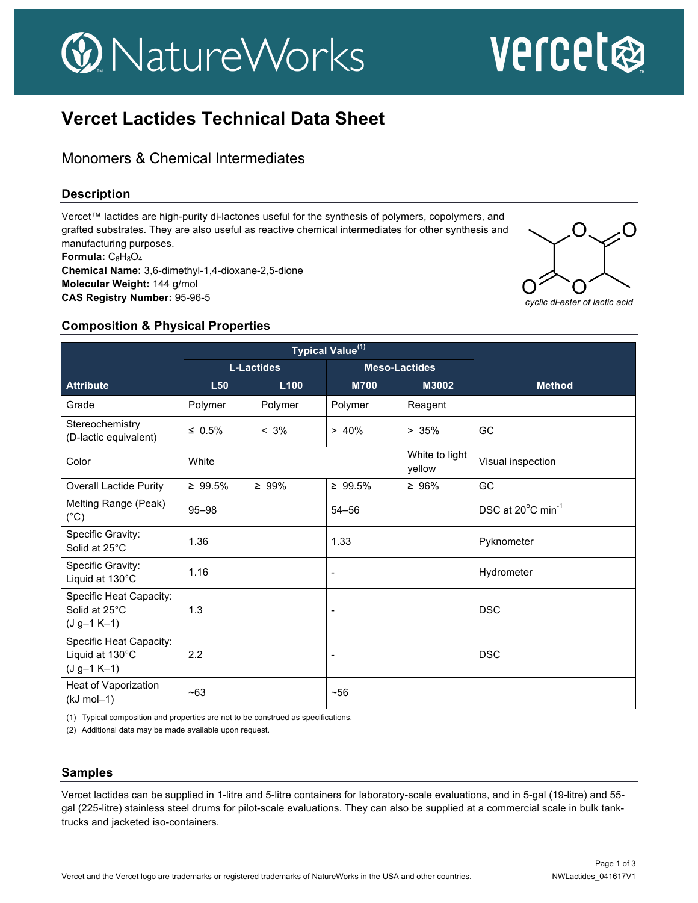# Vercet Lactides Technical Data Sheet

## Monomers & Chemical Intermediates

### Description

Vercet™ lactides are high-purity di-lactones useful for the synthesis of polymers, copolymers, and grafted substrates. They are also useful as reactive chemical intermediates for other synthesis and manufacturing purposes.

**Formula:** $C_6H_8O_4$

**Chemical Name:** 3,6-dimethyl-1,4-dioxane-2,5-dione

**Molecular Weight:** 144 g/mol

**CAS Registry Number:** 95-96-5

*cyclic di-ester of lactic acid*

### Composition & Physical Properties

| Attribute | Typical Value[1] | | | | Method |
|---|---|---|---|---|---|
| | L-Lactides | | Meso-Lactides | | |
| | L50 | L100 | M700 | M3002 | |
| Grade | Polymer | Polymer | Polymer | Reagent | |
| Stereochemistry (D-lactic equivalent) | ≤ 0.5% | < 3% | > 40% | > 35% | GC |
| Color | White | | | White to light yellow | Visual inspection |
| Overall Lactide Purity | ≥ 99.5% | ≥ 99% | ≥ 99.5% | ≥ 96% | GC |
| Melting Range (Peak) (°C) | 95–98 | | 54–56 | | DSC at 20°C $min^{-1}$ |
| Specific Gravity: Solid at 25°C | 1.36 | | 1.33 | | Pyknometer |
| Specific Gravity: Liquid at 130°C | 1.16 | | - | | Hydrometer |
| Specific Heat Capacity: Solid at 25°C ($J\ g^{-1}\ K^{-1}$) | 1.3 | | - | | DSC |
| Specific Heat Capacity: Liquid at 130°C ($J\ g^{-1}\ K^{-1}$) | 2.2 | | - | | DSC |
| Heat of Vaporization ($kJ\ mol^{-1}$) | ~63 | | ~56 | | |

(1) Typical composition and properties are not to be construed as specifications.

(2) Additional data may be made available upon request.

### Samples

Vercet lactides can be supplied in 1-litre and 5-litre containers for laboratory-scale evaluations, and in 5-gal (19-litre) and 55-gal (225-litre) stainless steel drums for pilot-scale evaluations. They can also be supplied at a commercial scale in bulk tank-trucks and jacketed iso-containers.

Vercet and the Vercet logo are trademarks or registered trademarks of NatureWorks in the USA and other countries.

NWLactides_041617V1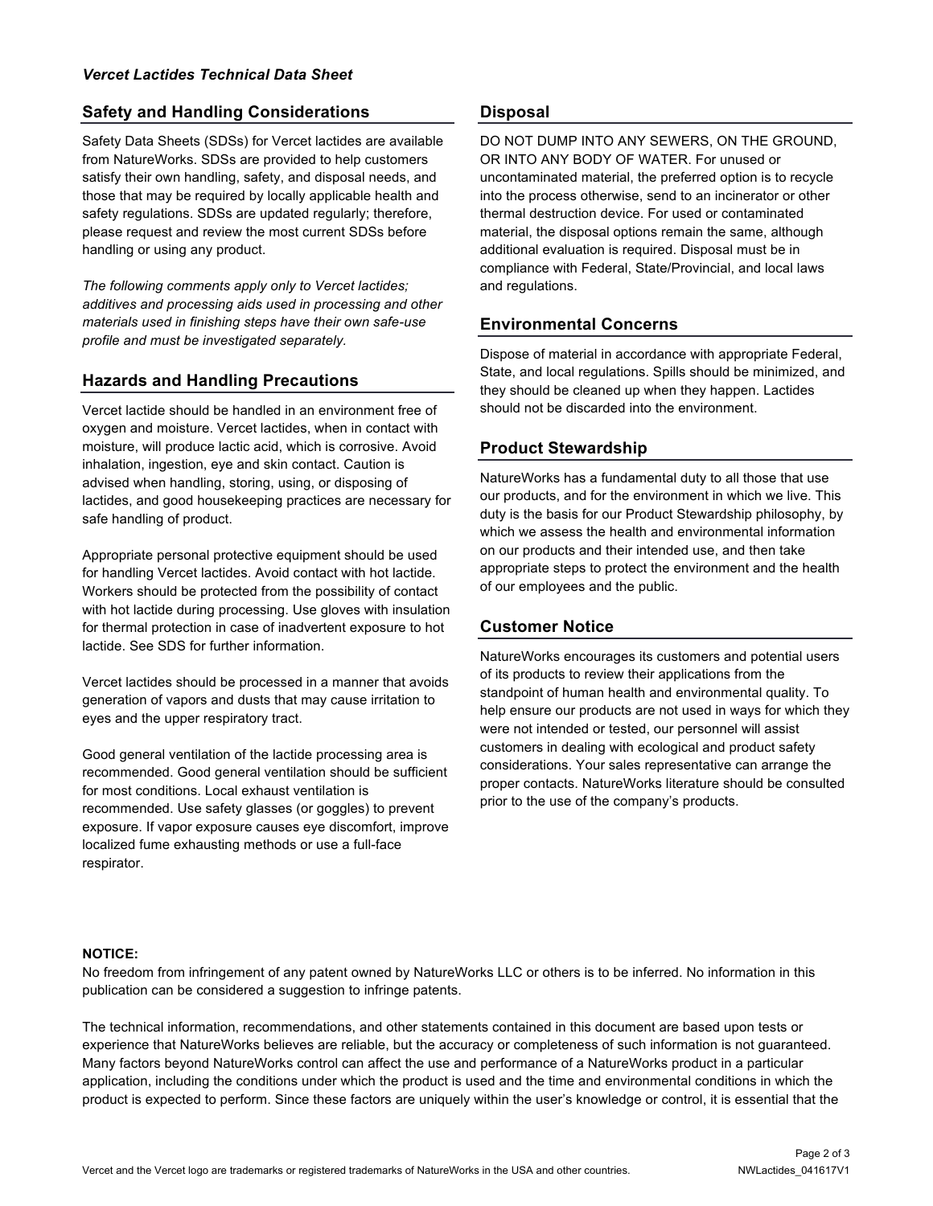## Safety and Handling Considerations

Safety Data Sheets (SDSs) for Vercet lactides are available from NatureWorks. SDSs are provided to help customers satisfy their own handling, safety, and disposal needs, and those that may be required by locally applicable health and safety regulations. SDSs are updated regularly; therefore, please request and review the most current SDSs before handling or using any product.

*The following comments apply only to Vercet lactides; additives and processing aids used in processing and other materials used in finishing steps have their own safe-use profile and must be investigated separately.*

## Hazards and Handling Precautions

Vercet lactide should be handled in an environment free of oxygen and moisture. Vercet lactides, when in contact with moisture, will produce lactic acid, which is corrosive. Avoid inhalation, ingestion, eye and skin contact. Caution is advised when handling, storing, using, or disposing of lactides, and good housekeeping practices are necessary for safe handling of product.

Appropriate personal protective equipment should be used for handling Vercet lactides. Avoid contact with hot lactide. Workers should be protected from the possibility of contact with hot lactide during processing. Use gloves with insulation for thermal protection in case of inadvertent exposure to hot lactide. See SDS for further information.

Vercet lactides should be processed in a manner that avoids generation of vapors and dusts that may cause irritation to eyes and the upper respiratory tract.

Good general ventilation of the lactide processing area is recommended. Good general ventilation should be sufficient for most conditions. Local exhaust ventilation is recommended. Use safety glasses (or goggles) to prevent exposure. If vapor exposure causes eye discomfort, improve localized fume exhausting methods or use a full-face respirator.

## Disposal

DO NOT DUMP INTO ANY SEWERS, ON THE GROUND, OR INTO ANY BODY OF WATER. For unused or uncontaminated material, the preferred option is to recycle into the process otherwise, send to an incinerator or other thermal destruction device. For used or contaminated material, the disposal options remain the same, although additional evaluation is required. Disposal must be in compliance with Federal, State/Provincial, and local laws and regulations.

## Environmental Concerns

Dispose of material in accordance with appropriate Federal, State, and local regulations. Spills should be minimized, and they should be cleaned up when they happen. Lactides should not be discarded into the environment.

## Product Stewardship

NatureWorks has a fundamental duty to all those that use our products, and for the environment in which we live. This duty is the basis for our Product Stewardship philosophy, by which we assess the health and environmental information on our products and their intended use, and then take appropriate steps to protect the environment and the health of our employees and the public.

## Customer Notice

NatureWorks encourages its customers and potential users of its products to review their applications from the standpoint of human health and environmental quality. To help ensure our products are not used in ways for which they were not intended or tested, our personnel will assist customers in dealing with ecological and product safety considerations. Your sales representative can arrange the proper contacts. NatureWorks literature should be consulted prior to the use of the company's products.

**NOTICE:**
No freedom from infringement of any patent owned by NatureWorks LLC or others is to be inferred. No information in this publication can be considered a suggestion to infringe patents.

The technical information, recommendations, and other statements contained in this document are based upon tests or experience that NatureWorks believes are reliable, but the accuracy or completeness of such information is not guaranteed. Many factors beyond NatureWorks control can affect the use and performance of a NatureWorks product in a particular application, including the conditions under which the product is used and the time and environmental conditions in which the product is expected to perform. Since these factors are uniquely within the user's knowledge or control, it is essential that the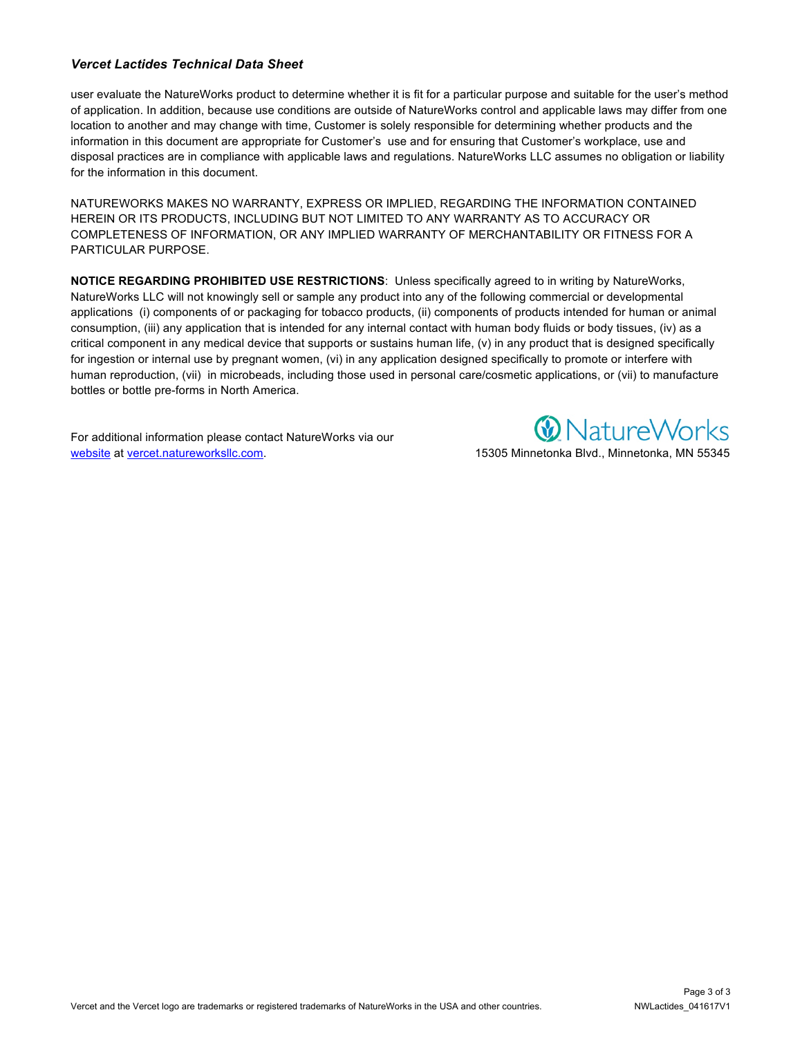user evaluate the NatureWorks product to determine whether it is fit for a particular purpose and suitable for the user's method of application. In addition, because use conditions are outside of NatureWorks control and applicable laws may differ from one location to another and may change with time, Customer is solely responsible for determining whether products and the information in this document are appropriate for Customer's use and for ensuring that Customer's workplace, use and disposal practices are in compliance with applicable laws and regulations. NatureWorks LLC assumes no obligation or liability for the information in this document.

NATUREWORKS MAKES NO WARRANTY, EXPRESS OR IMPLIED, REGARDING THE INFORMATION CONTAINED HEREIN OR ITS PRODUCTS, INCLUDING BUT NOT LIMITED TO ANY WARRANTY AS TO ACCURACY OR COMPLETENESS OF INFORMATION, OR ANY IMPLIED WARRANTY OF MERCHANTABILITY OR FITNESS FOR A PARTICULAR PURPOSE.

**NOTICE REGARDING PROHIBITED USE RESTRICTIONS**: Unless specifically agreed to in writing by NatureWorks, NatureWorks LLC will not knowingly sell or sample any product into any of the following commercial or developmental applications (i) components of or packaging for tobacco products, (ii) components of products intended for human or animal consumption, (iii) any application that is intended for any internal contact with human body fluids or body tissues, (iv) as a critical component in any medical device that supports or sustains human life, (v) in any product that is designed specifically for ingestion or internal use by pregnant women, (vi) in any application designed specifically to promote or interfere with human reproduction, (vii) in microbeads, including those used in personal care/cosmetic applications, or (vii) to manufacture bottles or bottle pre-forms in North America.

For additional information please contact NatureWorks via our website at vercet.natureworksllc.com.

NatureWorks
15305 Minnetonka Blvd., Minnetonka, MN 55345

Vercet and the Vercet logo are trademarks or registered trademarks of NatureWorks in the USA and other countries.

NWLactides_041617V1